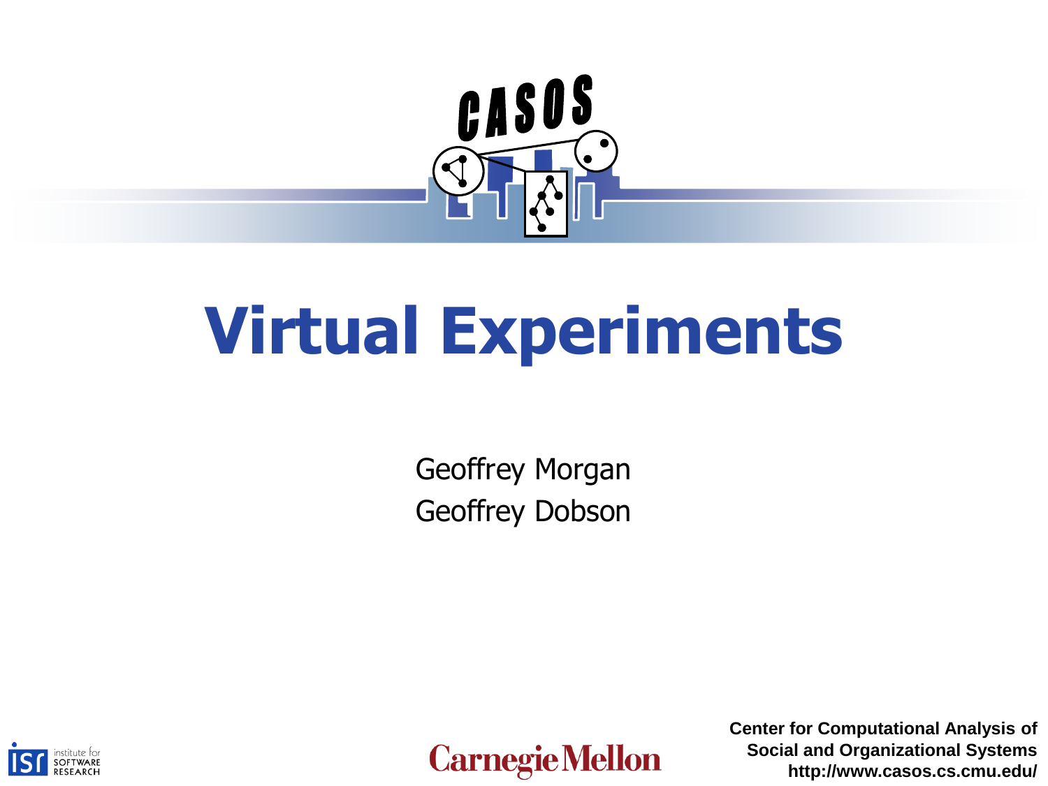# Virtual Experiments

Geoffrey Morgan
Geoffrey Dobson

Center for Computational Analysis of Social and Organizational Systems
http://www.casos.cs.cmu.edu/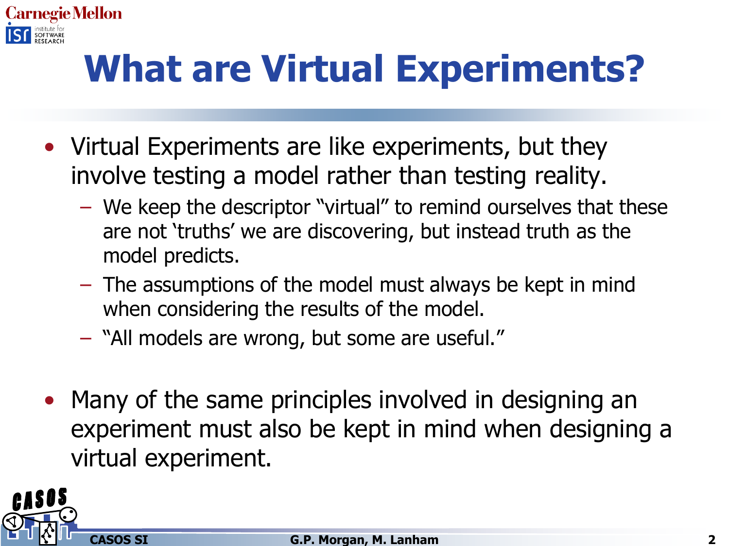# What are Virtual Experiments?

- Virtual Experiments are like experiments, but they involve testing a model rather than testing reality.
  - We keep the descriptor "virtual" to remind ourselves that these are not 'truths' we are discovering, but instead truth as the model predicts.
  - The assumptions of the model must always be kept in mind when considering the results of the model.
  - "All models are wrong, but some are useful."

- Many of the same principles involved in designing an experiment must also be kept in mind when designing a virtual experiment.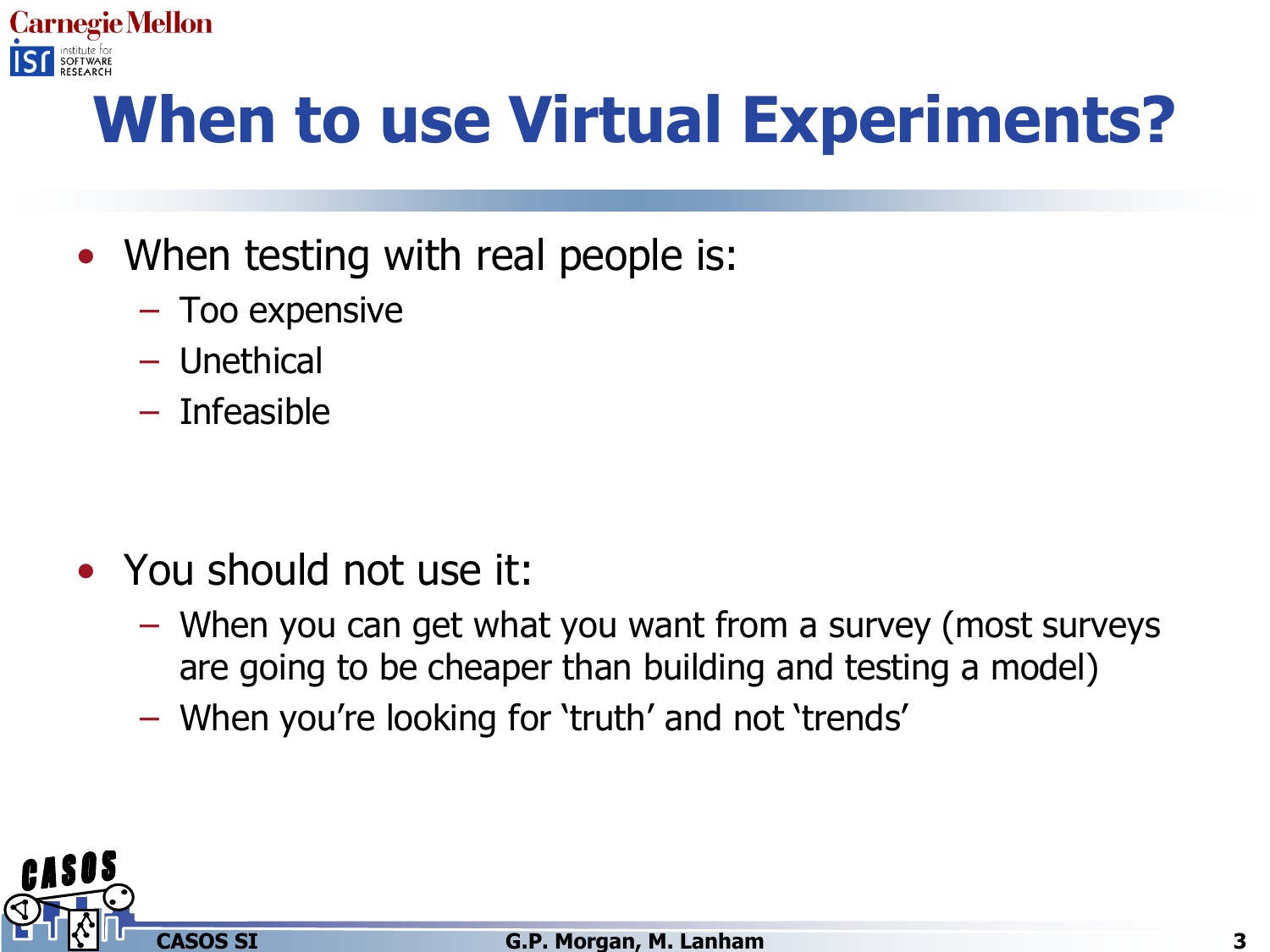# When to use Virtual Experiments?

- When testing with real people is:
  - Too expensive
  - Unethical
  - Infeasible

- You should not use it:
  - When you can get what you want from a survey (most surveys are going to be cheaper than building and testing a model)
  - When you're looking for 'truth' and not 'trends'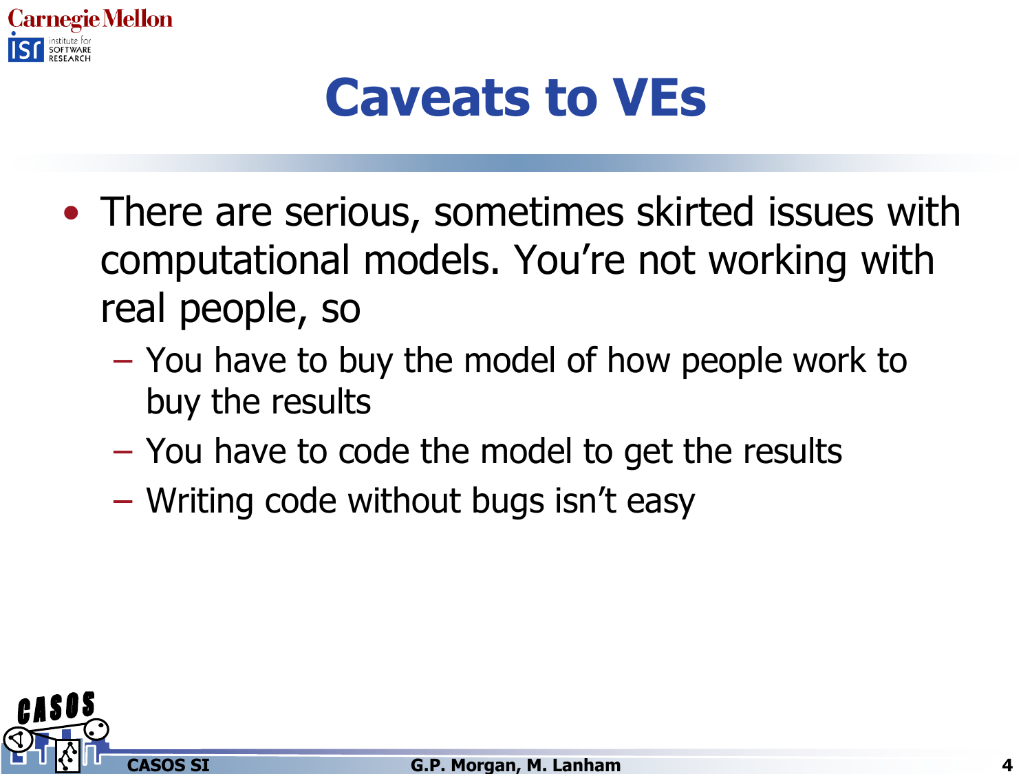# Caveats to VEs

- There are serious, sometimes skirted issues with computational models. You're not working with real people, so
  - You have to buy the model of how people work to buy the results
  - You have to code the model to get the results
  - Writing code without bugs isn't easy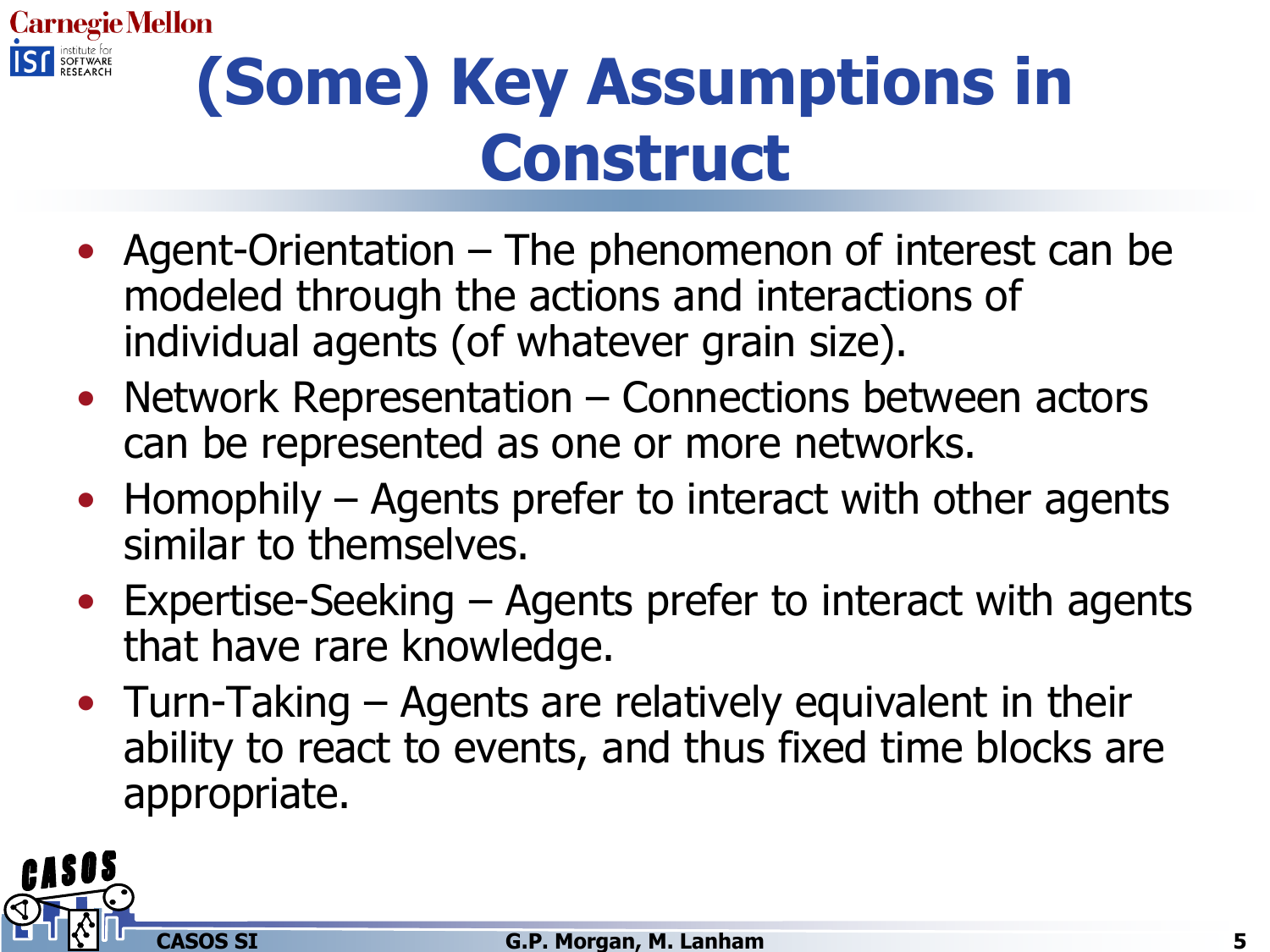# (Some) Key Assumptions in Construct

- Agent-Orientation – The phenomenon of interest can be modeled through the actions and interactions of individual agents (of whatever grain size).
- Network Representation – Connections between actors can be represented as one or more networks.
- Homophily – Agents prefer to interact with other agents similar to themselves.
- Expertise-Seeking – Agents prefer to interact with agents that have rare knowledge.
- Turn-Taking – Agents are relatively equivalent in their ability to react to events, and thus fixed time blocks are appropriate.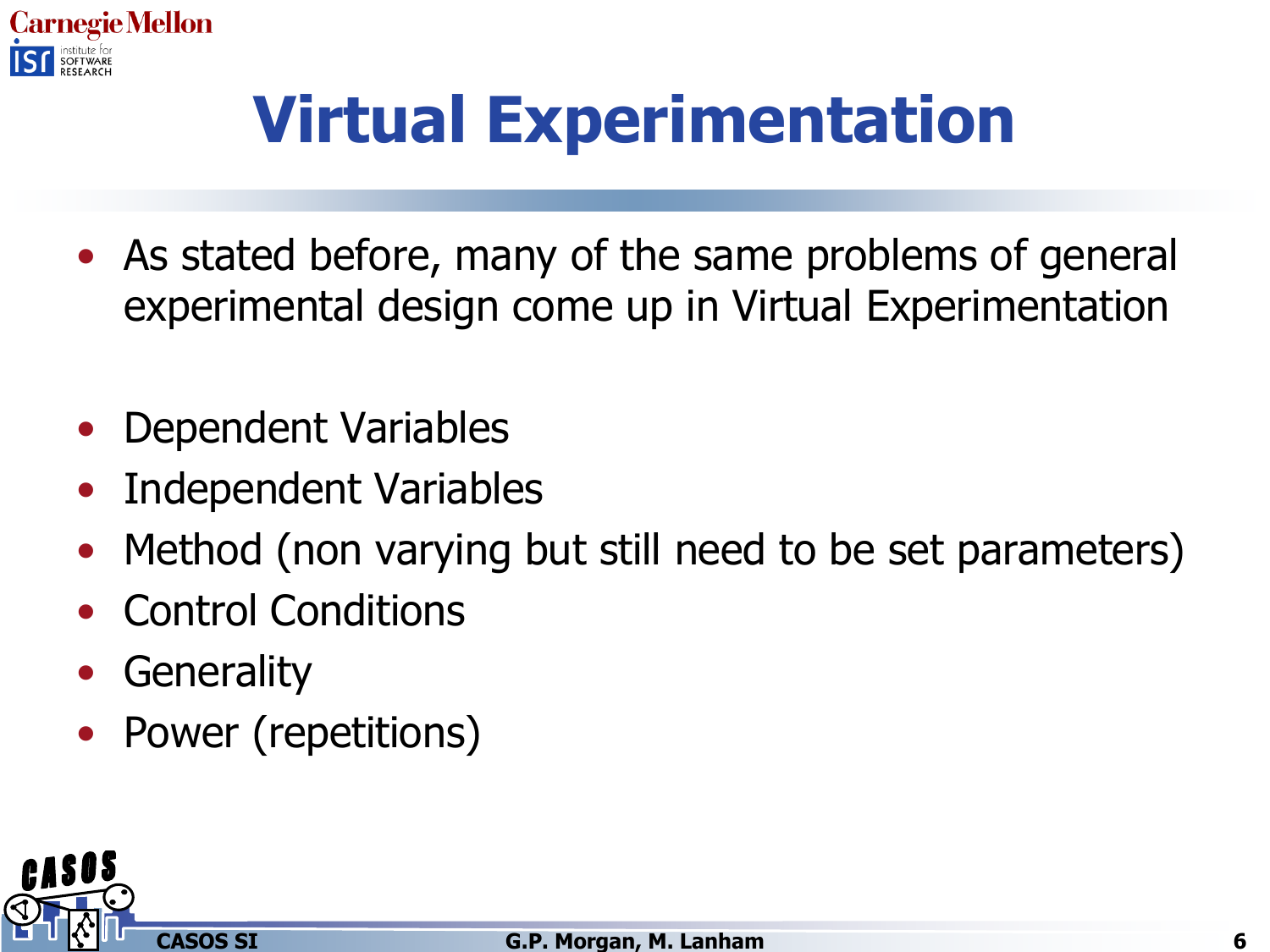# Virtual Experimentation

- As stated before, many of the same problems of general experimental design come up in Virtual Experimentation

- Dependent Variables
- Independent Variables
- Method (non varying but still need to be set parameters)
- Control Conditions
- Generality
- Power (repetitions)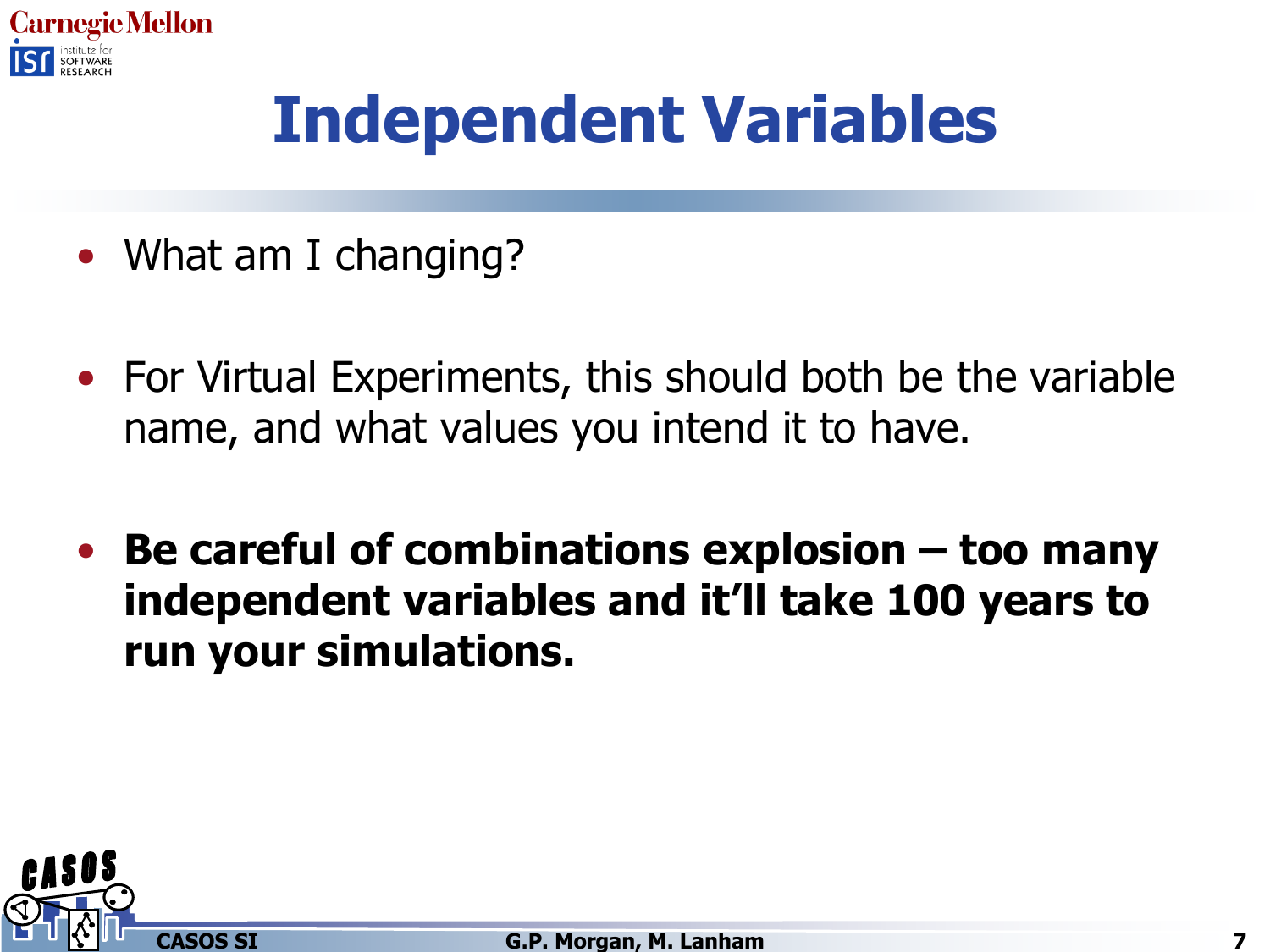# Independent Variables

- What am I changing?
- For Virtual Experiments, this should both be the variable name, and what values you intend it to have.
- **Be careful of combinations explosion – too many independent variables and it'll take 100 years to run your simulations.**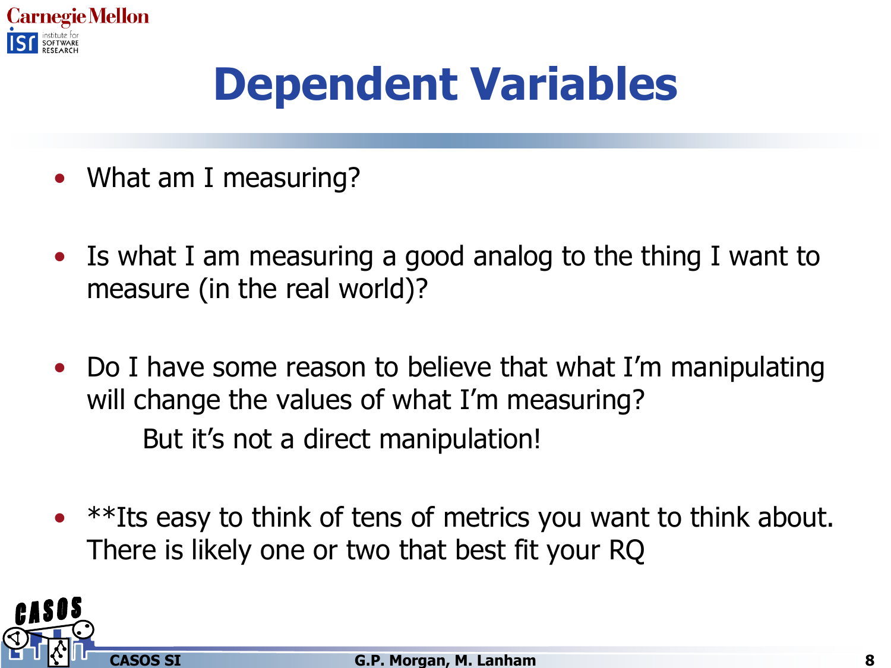# Dependent Variables

- What am I measuring?

- Is what I am measuring a good analog to the thing I want to measure (in the real world)?

- Do I have some reason to believe that what I'm manipulating will change the values of what I'm measuring?

  But it's not a direct manipulation!

- **Its easy to think of tens of metrics you want to think about. There is likely one or two that best fit your RQ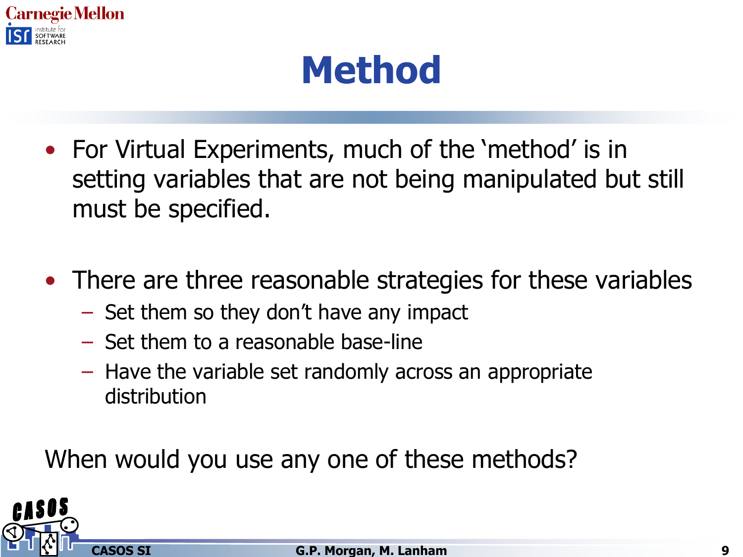# Method

- For Virtual Experiments, much of the 'method' is in setting variables that are not being manipulated but still must be specified.

- There are three reasonable strategies for these variables
  - Set them so they don't have any impact
  - Set them to a reasonable base-line
  - Have the variable set randomly across an appropriate distribution

When would you use any one of these methods?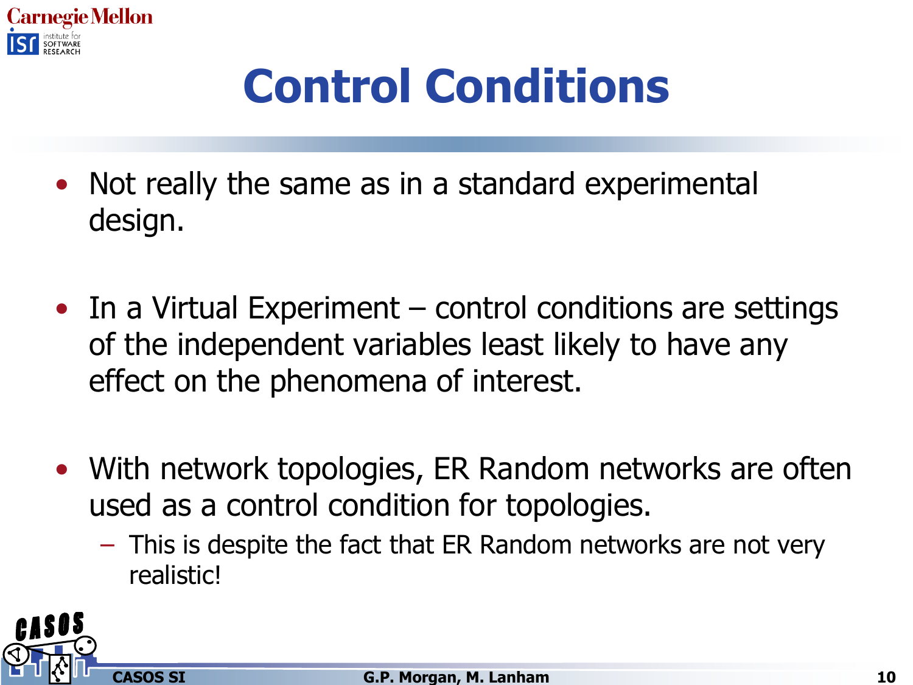# Control Conditions

- Not really the same as in a standard experimental design.
- In a Virtual Experiment – control conditions are settings of the independent variables least likely to have any effect on the phenomena of interest.
- With network topologies, ER Random networks are often used as a control condition for topologies.
  - This is despite the fact that ER Random networks are not very realistic!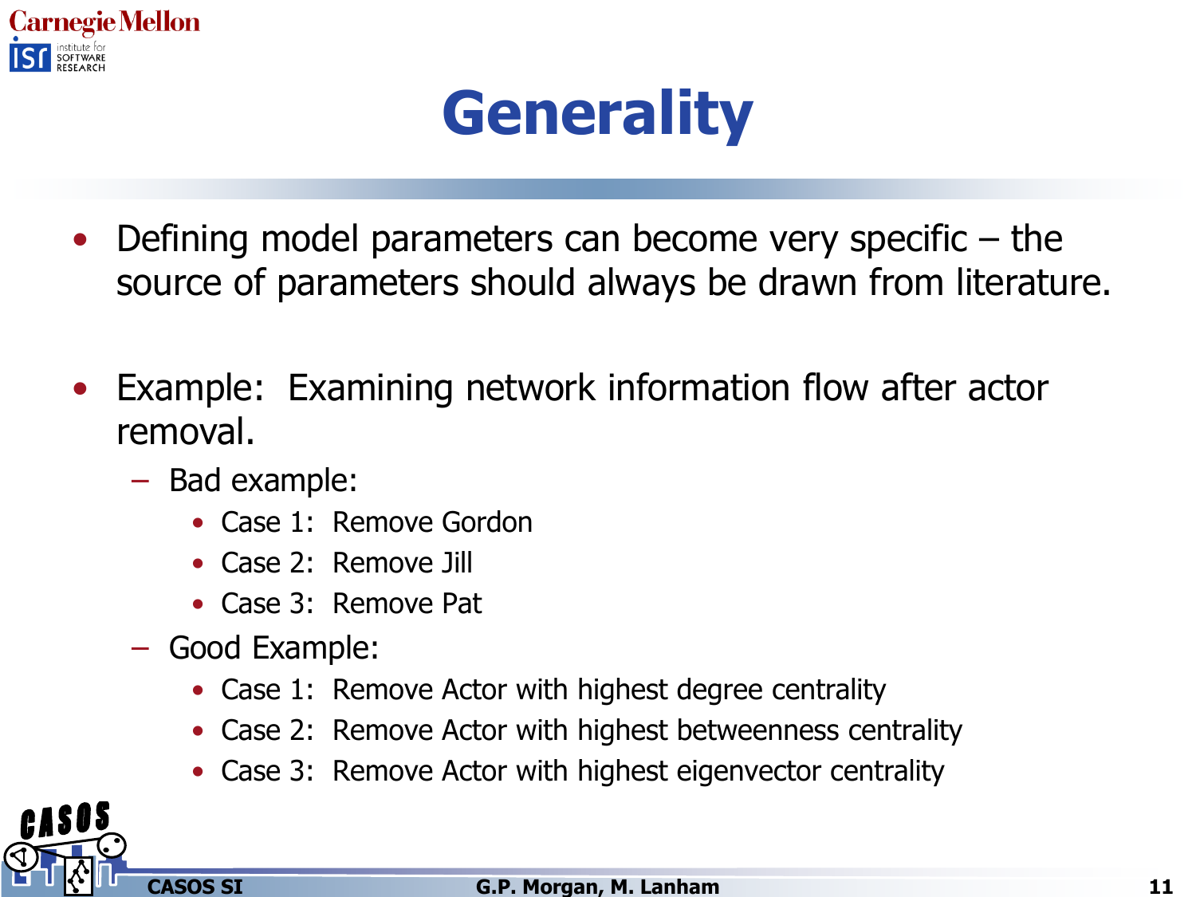# Generality

- Defining model parameters can become very specific – the source of parameters should always be drawn from literature.

- Example: Examining network information flow after actor removal.
  - Bad example:
    - Case 1: Remove Gordon
    - Case 2: Remove Jill
    - Case 3: Remove Pat
  - Good Example:
    - Case 1: Remove Actor with highest degree centrality
    - Case 2: Remove Actor with highest betweenness centrality
    - Case 3: Remove Actor with highest eigenvector centrality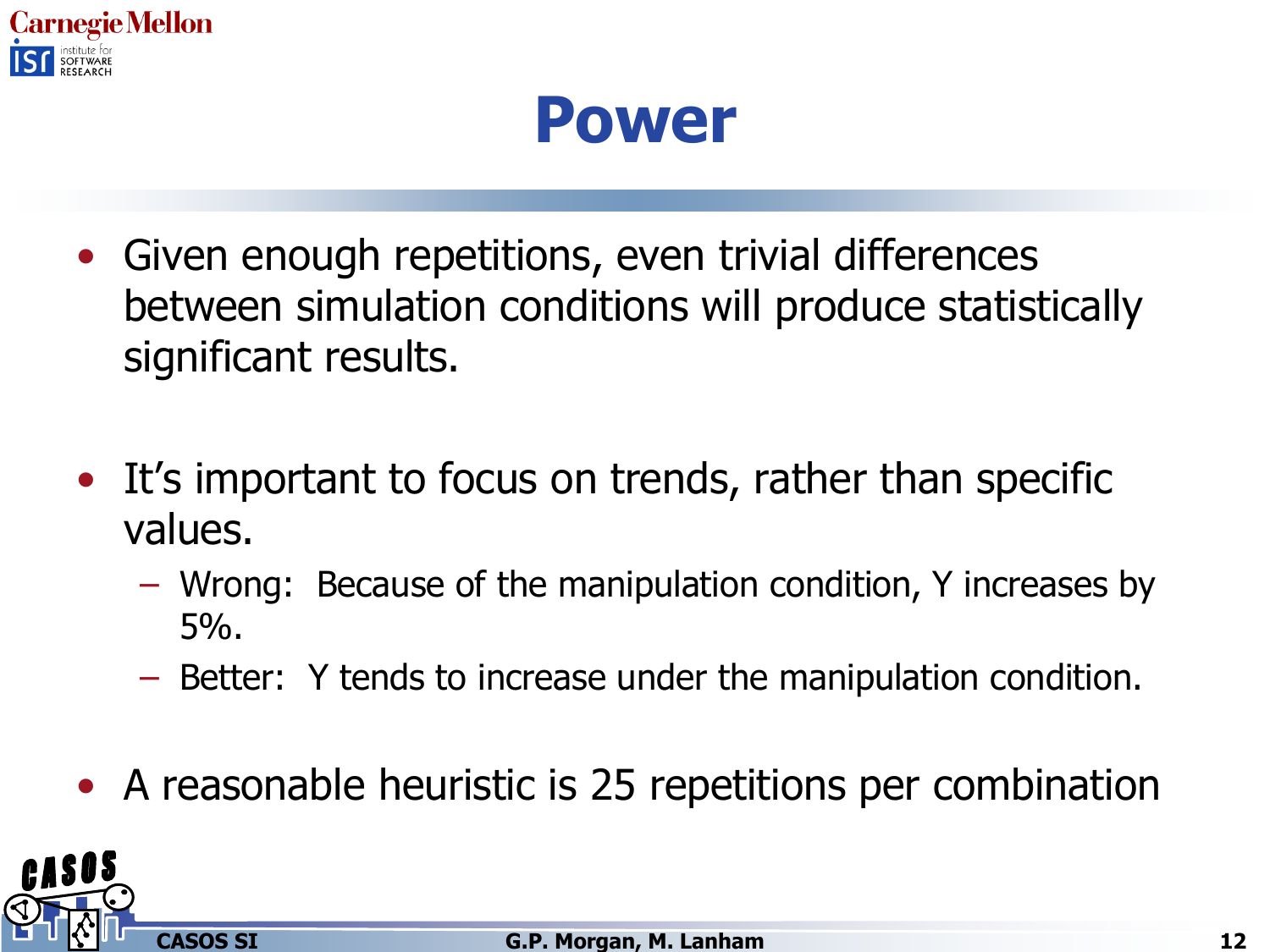# Power

- Given enough repetitions, even trivial differences between simulation conditions will produce statistically significant results.

- It's important to focus on trends, rather than specific values.
  - Wrong: Because of the manipulation condition, Y increases by 5%.
  - Better: Y tends to increase under the manipulation condition.

- A reasonable heuristic is 25 repetitions per combination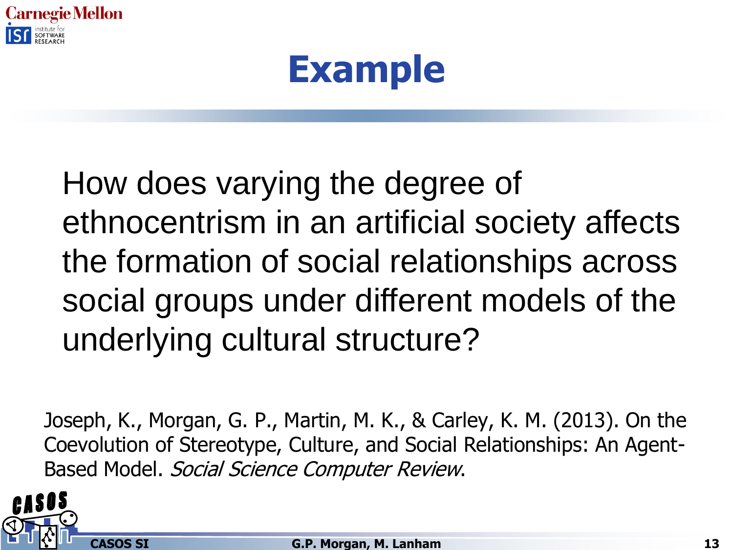# Example

How does varying the degree of ethnocentrism in an artificial society affects the formation of social relationships across social groups under different models of the underlying cultural structure?

Joseph, K., Morgan, G. P., Martin, M. K., & Carley, K. M. (2013). On the Coevolution of Stereotype, Culture, and Social Relationships: An Agent-Based Model. *Social Science Computer Review*.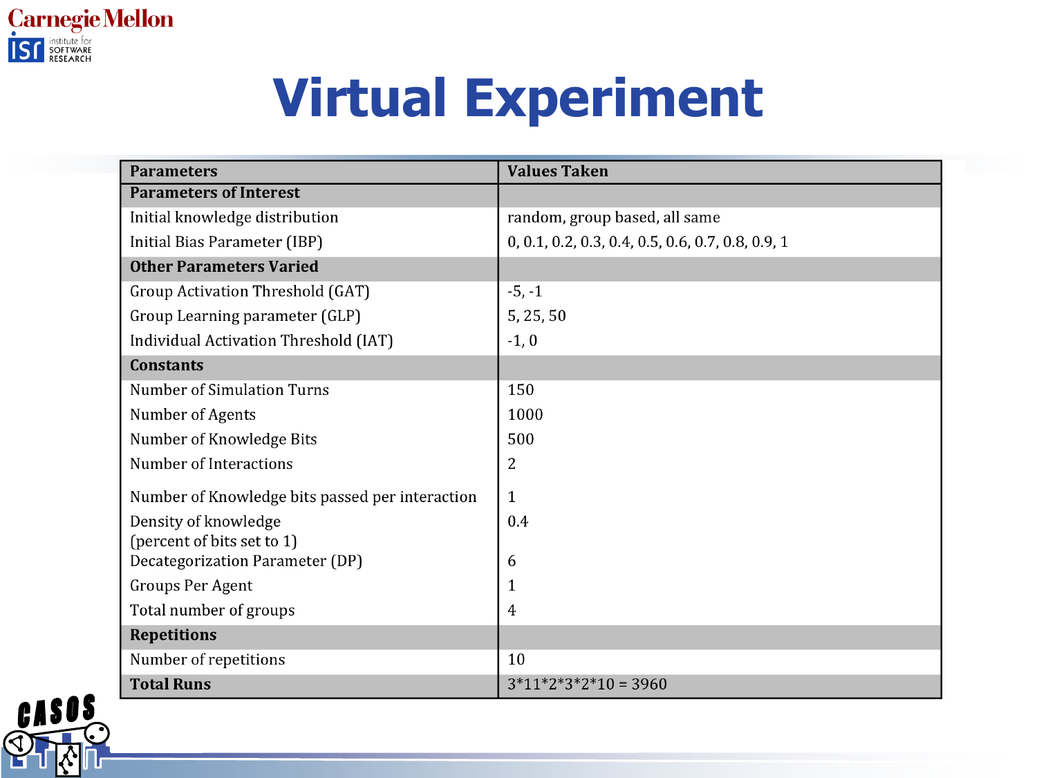# Virtual Experiment

| Parameters | Values Taken |
|---|---|
| **Parameters of Interest** | |
| Initial knowledge distribution | random, group based, all same |
| Initial Bias Parameter (IBP) | 0, 0.1, 0.2, 0.3, 0.4, 0.5, 0.6, 0.7, 0.8, 0.9, 1 |
| **Other Parameters Varied** | |
| Group Activation Threshold (GAT) | -5, -1 |
| Group Learning parameter (GLP) | 5, 25, 50 |
| Individual Activation Threshold (IAT) | -1, 0 |
| **Constants** | |
| Number of Simulation Turns | 150 |
| Number of Agents | 1000 |
| Number of Knowledge Bits | 500 |
| Number of Interactions | 2 |
| Number of Knowledge bits passed per interaction | 1 |
| Density of knowledge (percent of bits set to 1) | 0.4 |
| Decategorization Parameter (DP) | 6 |
| Groups Per Agent | 1 |
| Total number of groups | 4 |
| **Repetitions** | |
| Number of repetitions | 10 |
| **Total Runs** | 3*11*2*3*2*10 = 3960 |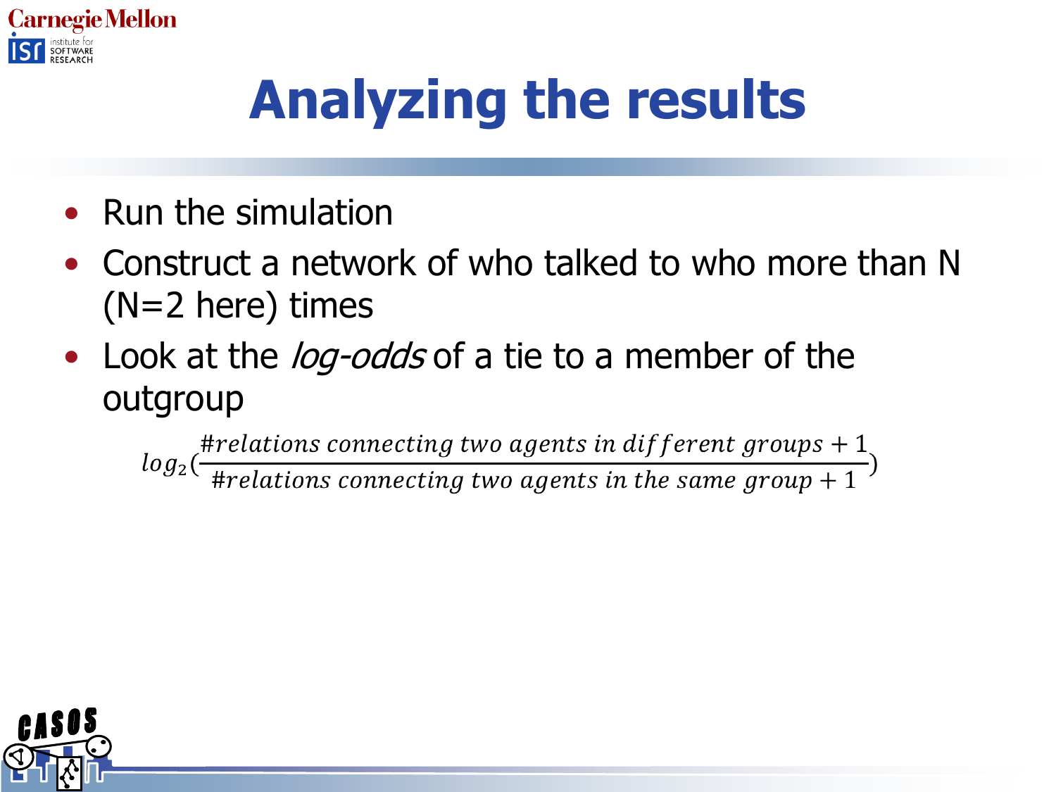# Analyzing the results

- Run the simulation
- Construct a network of who talked to who more than N (N=2 here) times
- Look at the *log-odds* of a tie to a member of the outgroup

$$log_2\left(\frac{\#relations\ connecting\ two\ agents\ in\ different\ groups + 1}{\#relations\ connecting\ two\ agents\ in\ the\ same\ group + 1}\right)$$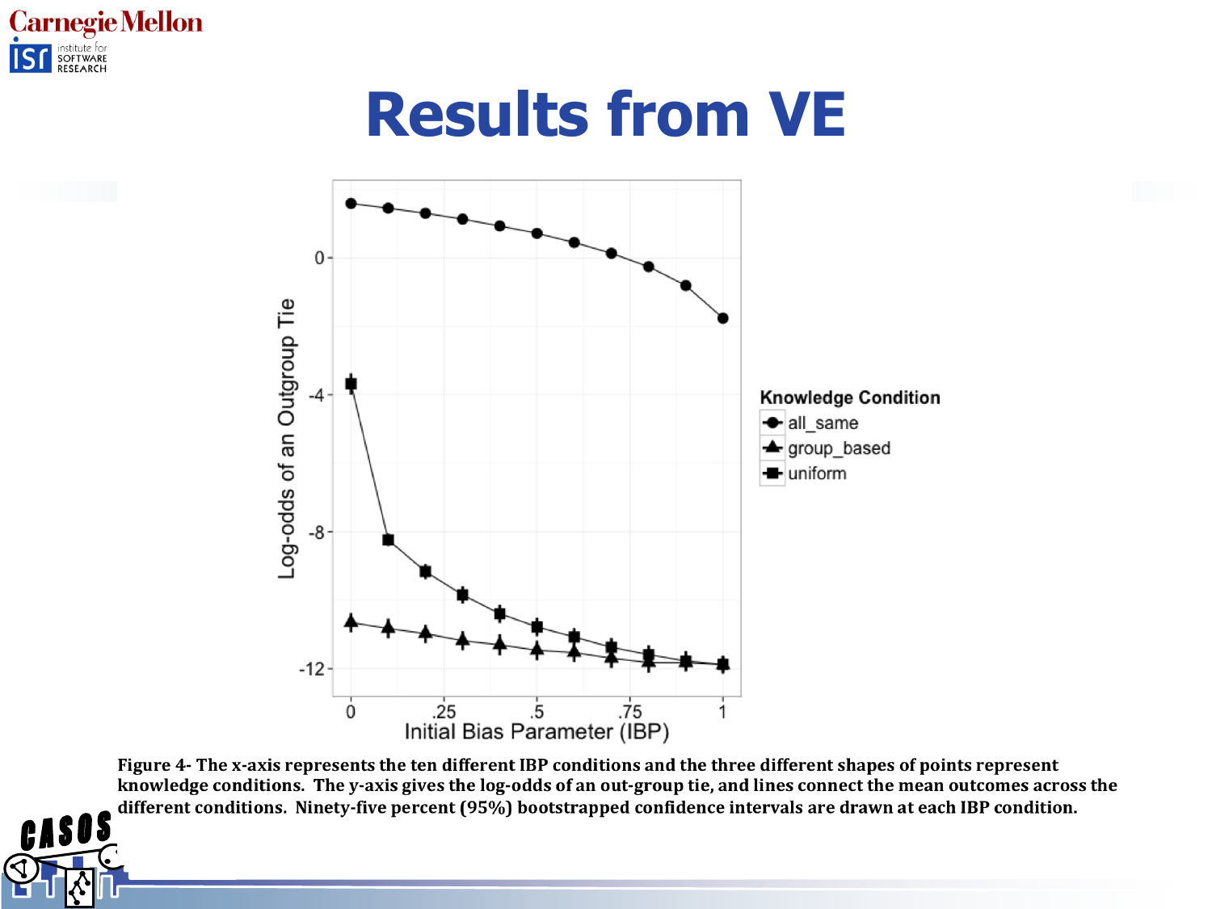# Results from VE

Figure 4- The x-axis represents the ten different IBP conditions and the three different shapes of points represent knowledge conditions. The y-axis gives the log-odds of an out-group tie, and lines connect the mean outcomes across the different conditions. Ninety-five percent (95%) bootstrapped confidence intervals are drawn at each IBP condition.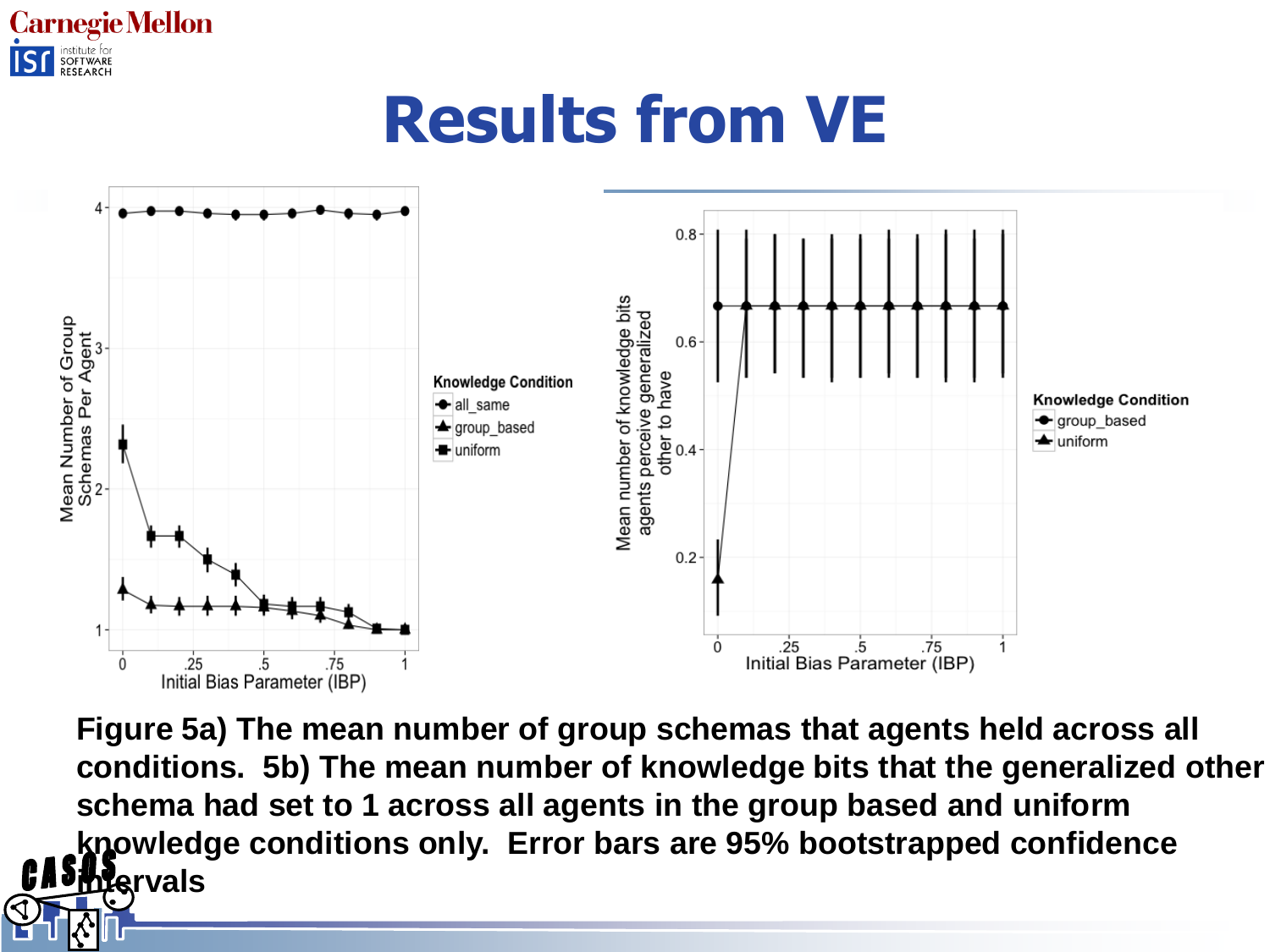# Results from VE

Figure 5a) The mean number of group schemas that agents held across all conditions. 5b) The mean number of knowledge bits that the generalized other schema had set to 1 across all agents in the group based and uniform knowledge conditions only. Error bars are 95% bootstrapped confidence intervals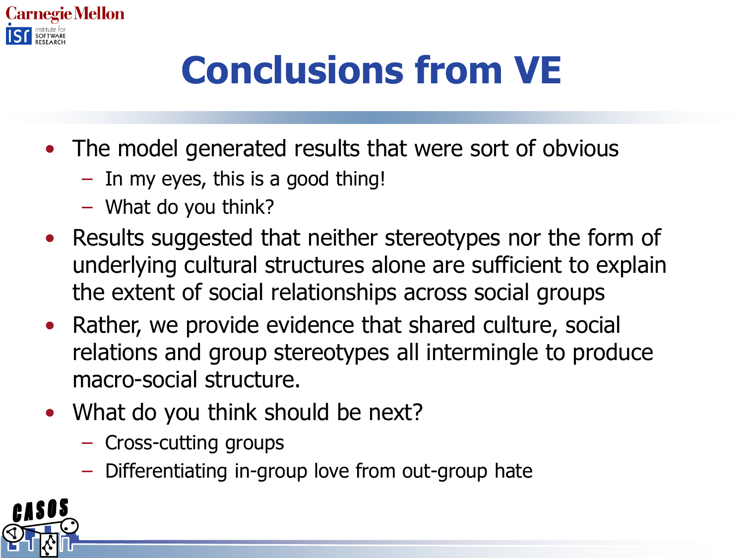# Conclusions from VE

- The model generated results that were sort of obvious
  - In my eyes, this is a good thing!
  - What do you think?
- Results suggested that neither stereotypes nor the form of underlying cultural structures alone are sufficient to explain the extent of social relationships across social groups
- Rather, we provide evidence that shared culture, social relations and group stereotypes all intermingle to produce macro-social structure.
- What do you think should be next?
  - Cross-cutting groups
  - Differentiating in-group love from out-group hate